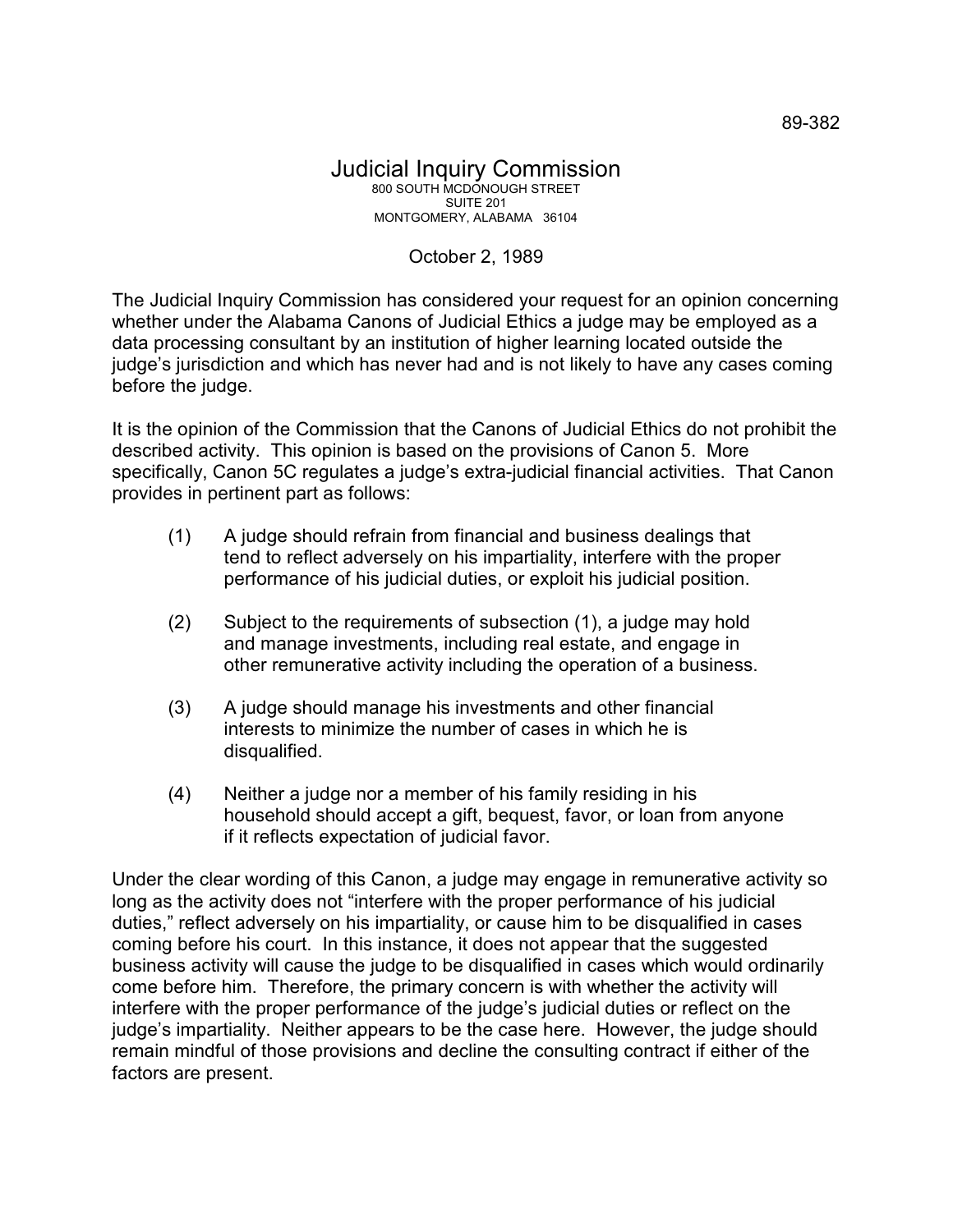89-382

# Judicial Inquiry Commission

800 SOUTH MCDONOUGH STREET
SUITE 201
MONTGOMERY, ALABAMA 36104

October 2, 1989

The Judicial Inquiry Commission has considered your request for an opinion concerning whether under the Alabama Canons of Judicial Ethics a judge may be employed as a data processing consultant by an institution of higher learning located outside the judge's jurisdiction and which has never had and is not likely to have any cases coming before the judge.

It is the opinion of the Commission that the Canons of Judicial Ethics do not prohibit the described activity. This opinion is based on the provisions of Canon 5. More specifically, Canon 5C regulates a judge's extra-judicial financial activities. That Canon provides in pertinent part as follows:

> (1) A judge should refrain from financial and business dealings that tend to reflect adversely on his impartiality, interfere with the proper performance of his judicial duties, or exploit his judicial position.
>
> (2) Subject to the requirements of subsection (1), a judge may hold and manage investments, including real estate, and engage in other remunerative activity including the operation of a business.
>
> (3) A judge should manage his investments and other financial interests to minimize the number of cases in which he is disqualified.
>
> (4) Neither a judge nor a member of his family residing in his household should accept a gift, bequest, favor, or loan from anyone if it reflects expectation of judicial favor.

Under the clear wording of this Canon, a judge may engage in remunerative activity so long as the activity does not "interfere with the proper performance of his judicial duties," reflect adversely on his impartiality, or cause him to be disqualified in cases coming before his court. In this instance, it does not appear that the suggested business activity will cause the judge to be disqualified in cases which would ordinarily come before him. Therefore, the primary concern is with whether the activity will interfere with the proper performance of the judge's judicial duties or reflect on the judge's impartiality. Neither appears to be the case here. However, the judge should remain mindful of those provisions and decline the consulting contract if either of the factors are present.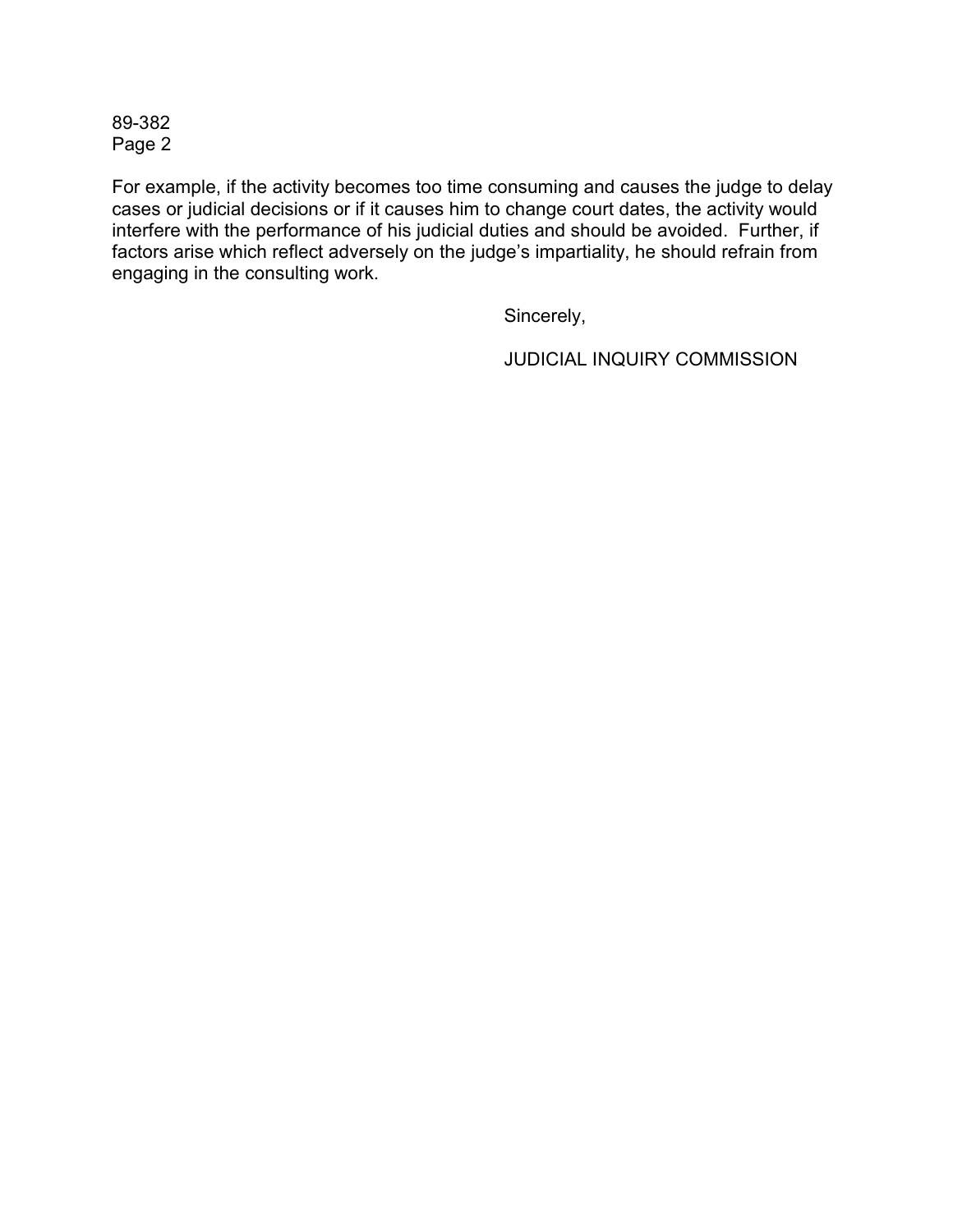For example, if the activity becomes too time consuming and causes the judge to delay cases or judicial decisions or if it causes him to change court dates, the activity would interfere with the performance of his judicial duties and should be avoided. Further, if factors arise which reflect adversely on the judge's impartiality, he should refrain from engaging in the consulting work.

Sincerely,

JUDICIAL INQUIRY COMMISSION